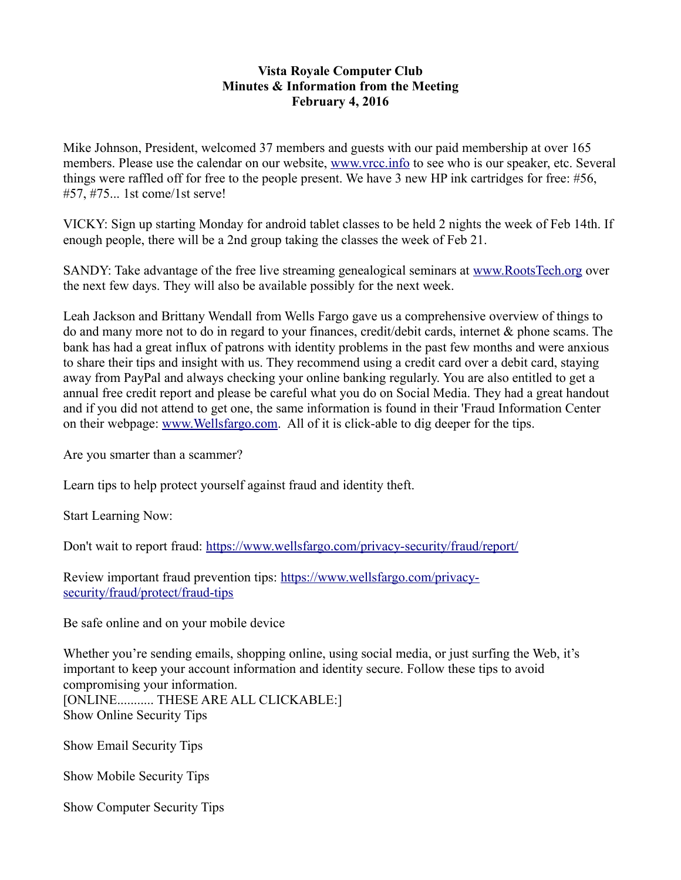# Vista Royale Computer Club
## Minutes & Information from the Meeting
### February 4, 2016

Mike Johnson, President, welcomed 37 members and guests with our paid membership at over 165 members. Please use the calendar on our website, www.vrcc.info to see who is our speaker, etc. Several things were raffled off for free to the people present. We have 3 new HP ink cartridges for free: #56, #57, #75... 1st come/1st serve!

VICKY: Sign up starting Monday for android tablet classes to be held 2 nights the week of Feb 14th. If enough people, there will be a 2nd group taking the classes the week of Feb 21.

SANDY: Take advantage of the free live streaming genealogical seminars at www.RootsTech.org over the next few days. They will also be available possibly for the next week.

Leah Jackson and Brittany Wendall from Wells Fargo gave us a comprehensive overview of things to do and many more not to do in regard to your finances, credit/debit cards, internet & phone scams. The bank has had a great influx of patrons with identity problems in the past few months and were anxious to share their tips and insight with us. They recommend using a credit card over a debit card, staying away from PayPal and always checking your online banking regularly. You are also entitled to get a annual free credit report and please be careful what you do on Social Media. They had a great handout and if you did not attend to get one, the same information is found in their 'Fraud Information Center on their webpage: www.Wellsfargo.com. All of it is click-able to dig deeper for the tips.

Are you smarter than a scammer?

Learn tips to help protect yourself against fraud and identity theft.

Start Learning Now:

Don't wait to report fraud: https://www.wellsfargo.com/privacy-security/fraud/report/

Review important fraud prevention tips: https://www.wellsfargo.com/privacy-security/fraud/protect/fraud-tips

Be safe online and on your mobile device

Whether you're sending emails, shopping online, using social media, or just surfing the Web, it's important to keep your account information and identity secure. Follow these tips to avoid compromising your information.
[ONLINE........... THESE ARE ALL CLICKABLE:]
Show Online Security Tips

Show Email Security Tips

Show Mobile Security Tips

Show Computer Security Tips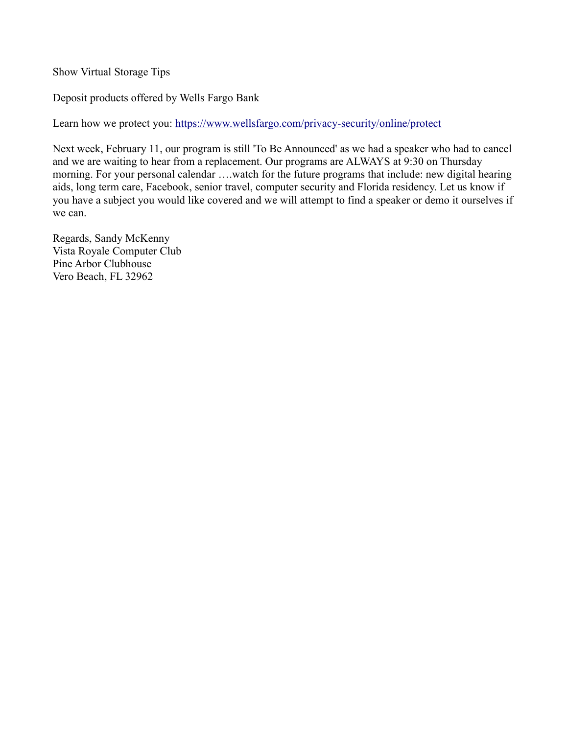Show Virtual Storage Tips

Deposit products offered by Wells Fargo Bank

Learn how we protect you: https://www.wellsfargo.com/privacy-security/online/protect

Next week, February 11, our program is still 'To Be Announced' as we had a speaker who had to cancel and we are waiting to hear from a replacement. Our programs are ALWAYS at 9:30 on Thursday morning. For your personal calendar ….watch for the future programs that include: new digital hearing aids, long term care, Facebook, senior travel, computer security and Florida residency. Let us know if you have a subject you would like covered and we will attempt to find a speaker or demo it ourselves if we can.

Regards, Sandy McKenny  
Vista Royale Computer Club  
Pine Arbor Clubhouse  
Vero Beach, FL 32962